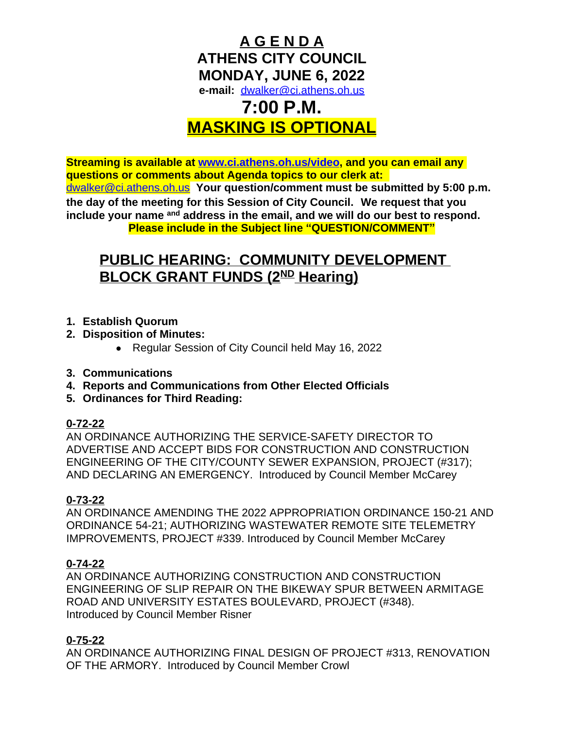# A G E N D A

# ATHENS CITY COUNCIL

# MONDAY, JUNE 6, 2022

**e-mail:** dwalker@ci.athens.oh.us

# 7:00 P.M.

# MASKING IS OPTIONAL

**Streaming is available at www.ci.athens.oh.us/video, and you can email any questions or comments about Agenda topics to our clerk at: dwalker@ci.athens.oh.us Your question/comment must be submitted by 5:00 p.m. the day of the meeting for this Session of City Council. We request that you include your name and address in the email, and we will do our best to respond. Please include in the Subject line "QUESTION/COMMENT"**

## PUBLIC HEARING: COMMUNITY DEVELOPMENT BLOCK GRANT FUNDS (2ND Hearing)

1. **Establish Quorum**
2. **Disposition of Minutes:**
   - Regular Session of City Council held May 16, 2022
3. **Communications**
4. **Reports and Communications from Other Elected Officials**
5. **Ordinances for Third Reading:**

**0-72-22**
AN ORDINANCE AUTHORIZING THE SERVICE-SAFETY DIRECTOR TO ADVERTISE AND ACCEPT BIDS FOR CONSTRUCTION AND CONSTRUCTION ENGINEERING OF THE CITY/COUNTY SEWER EXPANSION, PROJECT (#317); AND DECLARING AN EMERGENCY. Introduced by Council Member McCarey

**0-73-22**
AN ORDINANCE AMENDING THE 2022 APPROPRIATION ORDINANCE 150-21 AND ORDINANCE 54-21; AUTHORIZING WASTEWATER REMOTE SITE TELEMETRY IMPROVEMENTS, PROJECT #339. Introduced by Council Member McCarey

**0-74-22**
AN ORDINANCE AUTHORIZING CONSTRUCTION AND CONSTRUCTION ENGINEERING OF SLIP REPAIR ON THE BIKEWAY SPUR BETWEEN ARMITAGE ROAD AND UNIVERSITY ESTATES BOULEVARD, PROJECT (#348). Introduced by Council Member Risner

**0-75-22**
AN ORDINANCE AUTHORIZING FINAL DESIGN OF PROJECT #313, RENOVATION OF THE ARMORY. Introduced by Council Member Crowl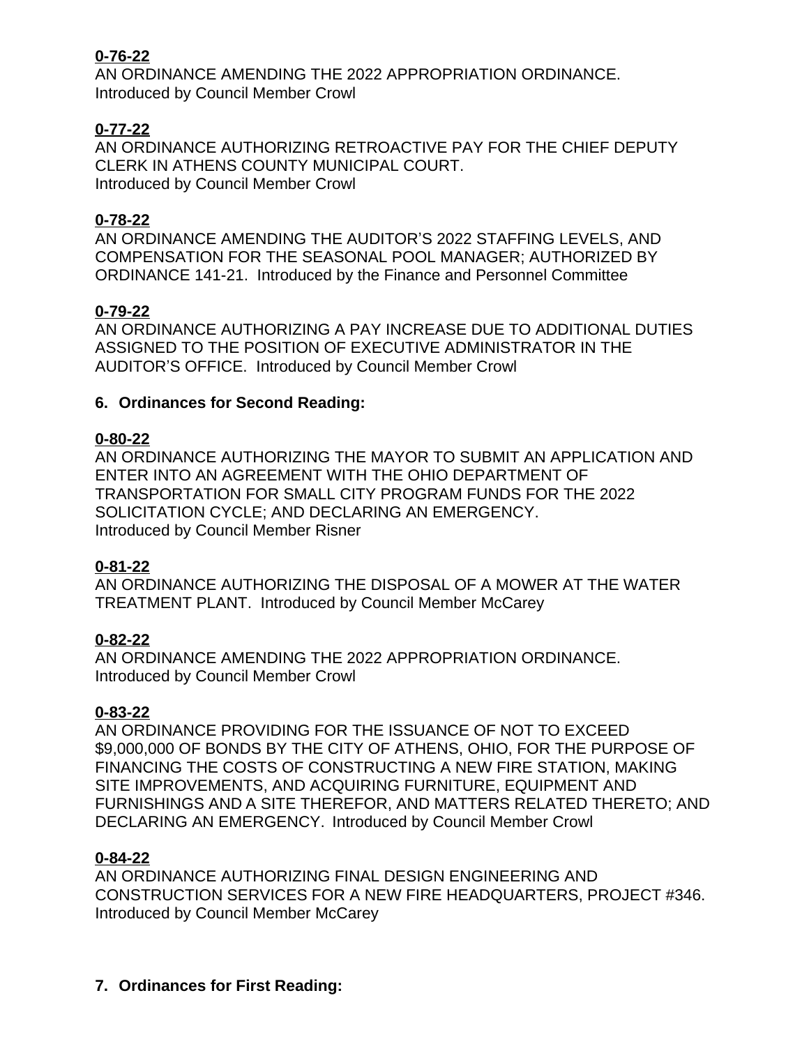**0-76-22**
AN ORDINANCE AMENDING THE 2022 APPROPRIATION ORDINANCE.
Introduced by Council Member Crowl

**0-77-22**
AN ORDINANCE AUTHORIZING RETROACTIVE PAY FOR THE CHIEF DEPUTY CLERK IN ATHENS COUNTY MUNICIPAL COURT.
Introduced by Council Member Crowl

**0-78-22**
AN ORDINANCE AMENDING THE AUDITOR'S 2022 STAFFING LEVELS, AND COMPENSATION FOR THE SEASONAL POOL MANAGER; AUTHORIZED BY ORDINANCE 141-21. Introduced by the Finance and Personnel Committee

**0-79-22**
AN ORDINANCE AUTHORIZING A PAY INCREASE DUE TO ADDITIONAL DUTIES ASSIGNED TO THE POSITION OF EXECUTIVE ADMINISTRATOR IN THE AUDITOR'S OFFICE. Introduced by Council Member Crowl

## 6. Ordinances for Second Reading:

**0-80-22**
AN ORDINANCE AUTHORIZING THE MAYOR TO SUBMIT AN APPLICATION AND ENTER INTO AN AGREEMENT WITH THE OHIO DEPARTMENT OF TRANSPORTATION FOR SMALL CITY PROGRAM FUNDS FOR THE 2022 SOLICITATION CYCLE; AND DECLARING AN EMERGENCY.
Introduced by Council Member Risner

**0-81-22**
AN ORDINANCE AUTHORIZING THE DISPOSAL OF A MOWER AT THE WATER TREATMENT PLANT. Introduced by Council Member McCarey

**0-82-22**
AN ORDINANCE AMENDING THE 2022 APPROPRIATION ORDINANCE.
Introduced by Council Member Crowl

**0-83-22**
AN ORDINANCE PROVIDING FOR THE ISSUANCE OF NOT TO EXCEED $9,000,000 OF BONDS BY THE CITY OF ATHENS, OHIO, FOR THE PURPOSE OF FINANCING THE COSTS OF CONSTRUCTING A NEW FIRE STATION, MAKING SITE IMPROVEMENTS, AND ACQUIRING FURNITURE, EQUIPMENT AND FURNISHINGS AND A SITE THEREFOR, AND MATTERS RELATED THERETO; AND DECLARING AN EMERGENCY. Introduced by Council Member Crowl

**0-84-22**
AN ORDINANCE AUTHORIZING FINAL DESIGN ENGINEERING AND CONSTRUCTION SERVICES FOR A NEW FIRE HEADQUARTERS, PROJECT #346.
Introduced by Council Member McCarey

## 7. Ordinances for First Reading: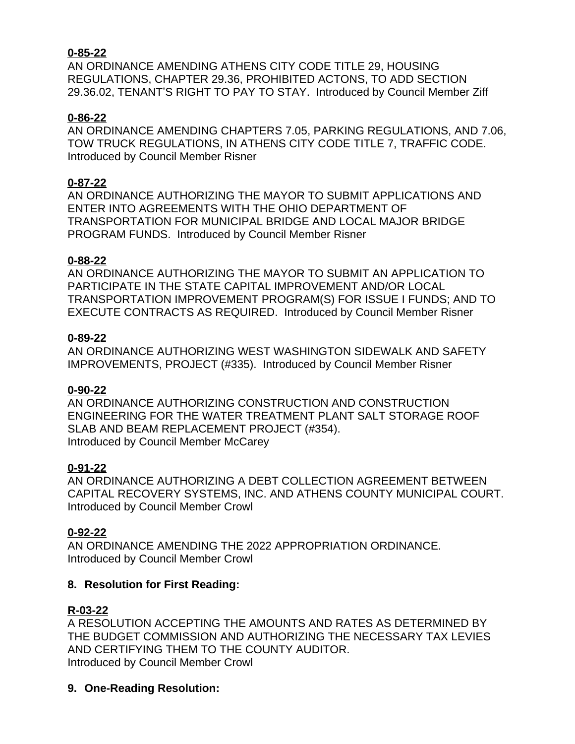**0-85-22**
AN ORDINANCE AMENDING ATHENS CITY CODE TITLE 29, HOUSING REGULATIONS, CHAPTER 29.36, PROHIBITED ACTONS, TO ADD SECTION 29.36.02, TENANT'S RIGHT TO PAY TO STAY. Introduced by Council Member Ziff

**0-86-22**
AN ORDINANCE AMENDING CHAPTERS 7.05, PARKING REGULATIONS, AND 7.06, TOW TRUCK REGULATIONS, IN ATHENS CITY CODE TITLE 7, TRAFFIC CODE. Introduced by Council Member Risner

**0-87-22**
AN ORDINANCE AUTHORIZING THE MAYOR TO SUBMIT APPLICATIONS AND ENTER INTO AGREEMENTS WITH THE OHIO DEPARTMENT OF TRANSPORTATION FOR MUNICIPAL BRIDGE AND LOCAL MAJOR BRIDGE PROGRAM FUNDS. Introduced by Council Member Risner

**0-88-22**
AN ORDINANCE AUTHORIZING THE MAYOR TO SUBMIT AN APPLICATION TO PARTICIPATE IN THE STATE CAPITAL IMPROVEMENT AND/OR LOCAL TRANSPORTATION IMPROVEMENT PROGRAM(S) FOR ISSUE I FUNDS; AND TO EXECUTE CONTRACTS AS REQUIRED. Introduced by Council Member Risner

**0-89-22**
AN ORDINANCE AUTHORIZING WEST WASHINGTON SIDEWALK AND SAFETY IMPROVEMENTS, PROJECT (#335). Introduced by Council Member Risner

**0-90-22**
AN ORDINANCE AUTHORIZING CONSTRUCTION AND CONSTRUCTION ENGINEERING FOR THE WATER TREATMENT PLANT SALT STORAGE ROOF SLAB AND BEAM REPLACEMENT PROJECT (#354).
Introduced by Council Member McCarey

**0-91-22**
AN ORDINANCE AUTHORIZING A DEBT COLLECTION AGREEMENT BETWEEN CAPITAL RECOVERY SYSTEMS, INC. AND ATHENS COUNTY MUNICIPAL COURT.
Introduced by Council Member Crowl

**0-92-22**
AN ORDINANCE AMENDING THE 2022 APPROPRIATION ORDINANCE.
Introduced by Council Member Crowl

**8. Resolution for First Reading:**

**R-03-22**
A RESOLUTION ACCEPTING THE AMOUNTS AND RATES AS DETERMINED BY THE BUDGET COMMISSION AND AUTHORIZING THE NECESSARY TAX LEVIES AND CERTIFYING THEM TO THE COUNTY AUDITOR.
Introduced by Council Member Crowl

**9. One-Reading Resolution:**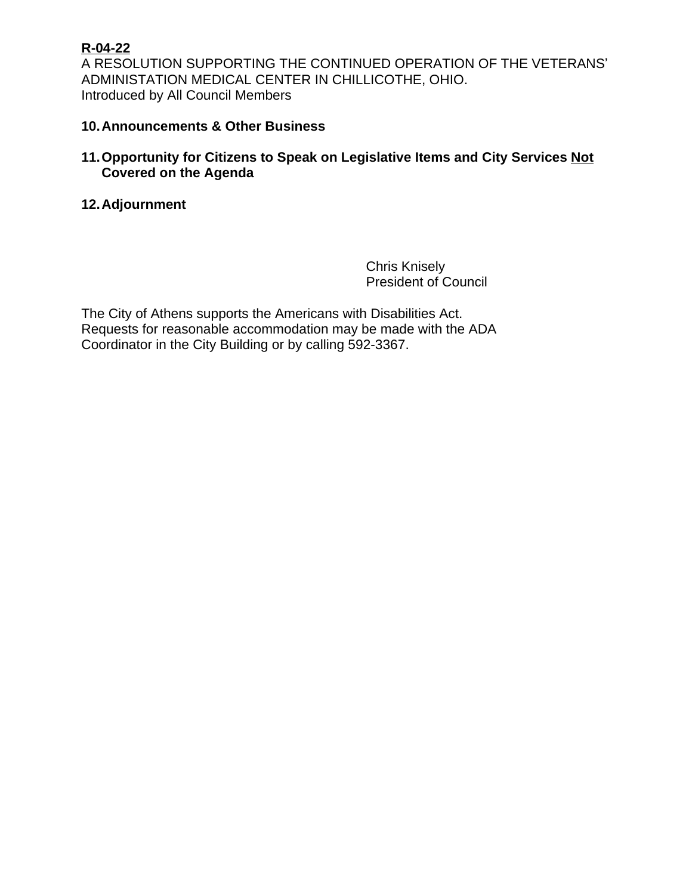<u>**R-04-22**</u>
A RESOLUTION SUPPORTING THE CONTINUED OPERATION OF THE VETERANS' ADMINISTATION MEDICAL CENTER IN CHILLICOTHE, OHIO.
Introduced by All Council Members

**10. Announcements & Other Business**

**11. Opportunity for Citizens to Speak on Legislative Items and City Services <u>Not</u> Covered on the Agenda**

**12. Adjournment**

Chris Knisely
President of Council

The City of Athens supports the Americans with Disabilities Act. Requests for reasonable accommodation may be made with the ADA Coordinator in the City Building or by calling 592-3367.